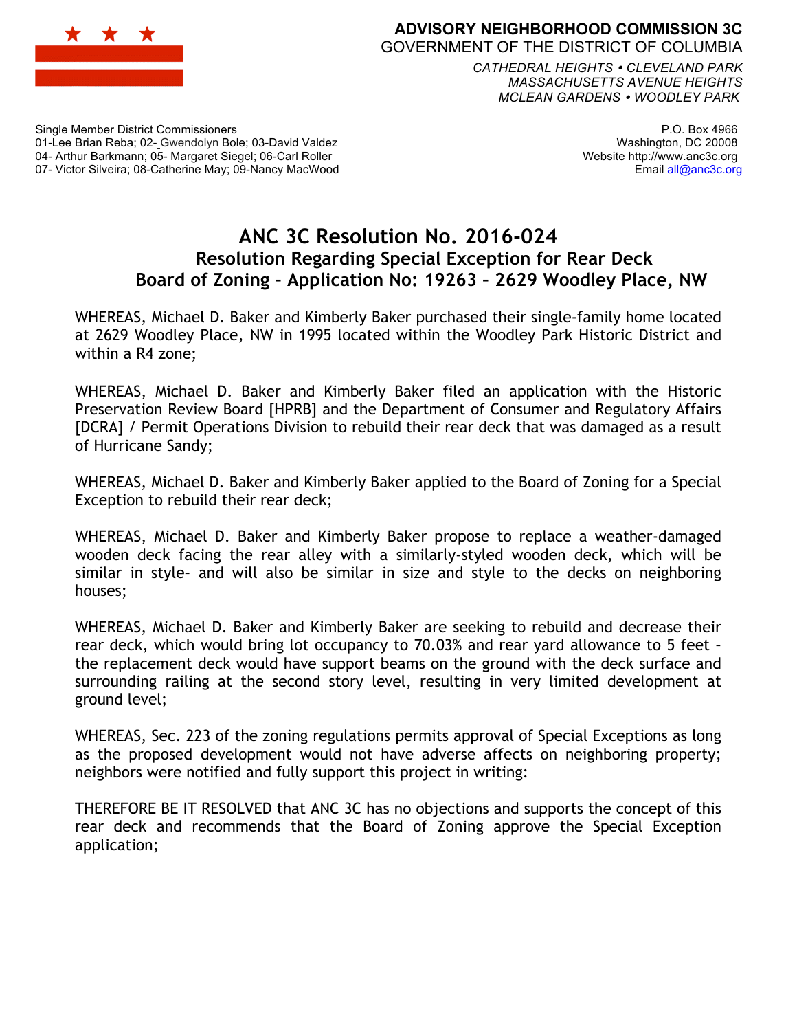**ADVISORY NEIGHBORHOOD COMMISSION 3C**
GOVERNMENT OF THE DISTRICT OF COLUMBIA

*CATHEDRAL HEIGHTS • CLEVELAND PARK*
*MASSACHUSETTS AVENUE HEIGHTS*
*MCLEAN GARDENS • WOODLEY PARK*

Single Member District Commissioners
01-Lee Brian Reba; 02- Gwendolyn Bole; 03-David Valdez
04- Arthur Barkmann; 05- Margaret Siegel; 06-Carl Roller
07- Victor Silveira; 08-Catherine May; 09-Nancy MacWood

P.O. Box 4966
Washington, DC 20008
Website http://www.anc3c.org
Email all@anc3c.org

# ANC 3C Resolution No. 2016-024
## Resolution Regarding Special Exception for Rear Deck
## Board of Zoning – Application No: 19263 – 2629 Woodley Place, NW

WHEREAS, Michael D. Baker and Kimberly Baker purchased their single-family home located at 2629 Woodley Place, NW in 1995 located within the Woodley Park Historic District and within a R4 zone;

WHEREAS, Michael D. Baker and Kimberly Baker filed an application with the Historic Preservation Review Board [HPRB] and the Department of Consumer and Regulatory Affairs [DCRA] / Permit Operations Division to rebuild their rear deck that was damaged as a result of Hurricane Sandy;

WHEREAS, Michael D. Baker and Kimberly Baker applied to the Board of Zoning for a Special Exception to rebuild their rear deck;

WHEREAS, Michael D. Baker and Kimberly Baker propose to replace a weather-damaged wooden deck facing the rear alley with a similarly-styled wooden deck, which will be similar in style– and will also be similar in size and style to the decks on neighboring houses;

WHEREAS, Michael D. Baker and Kimberly Baker are seeking to rebuild and decrease their rear deck, which would bring lot occupancy to 70.03% and rear yard allowance to 5 feet – the replacement deck would have support beams on the ground with the deck surface and surrounding railing at the second story level, resulting in very limited development at ground level;

WHEREAS, Sec. 223 of the zoning regulations permits approval of Special Exceptions as long as the proposed development would not have adverse affects on neighboring property; neighbors were notified and fully support this project in writing:

THEREFORE BE IT RESOLVED that ANC 3C has no objections and supports the concept of this rear deck and recommends that the Board of Zoning approve the Special Exception application;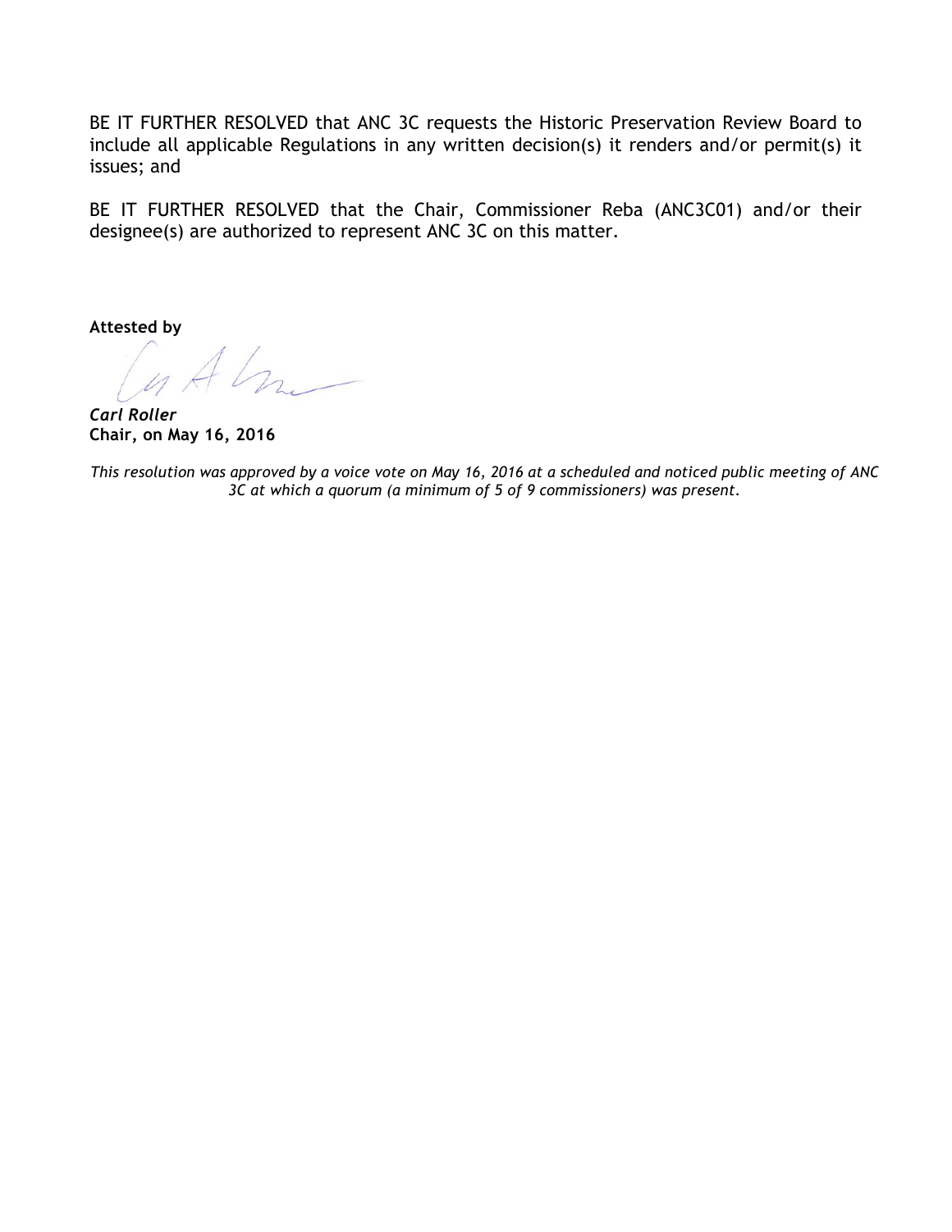BE IT FURTHER RESOLVED that ANC 3C requests the Historic Preservation Review Board to include all applicable Regulations in any written decision(s) it renders and/or permit(s) it issues; and

BE IT FURTHER RESOLVED that the Chair, Commissioner Reba (ANC3C01) and/or their designee(s) are authorized to represent ANC 3C on this matter.

**Attested by**

***Carl Roller***
**Chair, on May 16, 2016**

*This resolution was approved by a voice vote on May 16, 2016 at a scheduled and noticed public meeting of ANC 3C at which a quorum (a minimum of 5 of 9 commissioners) was present.*